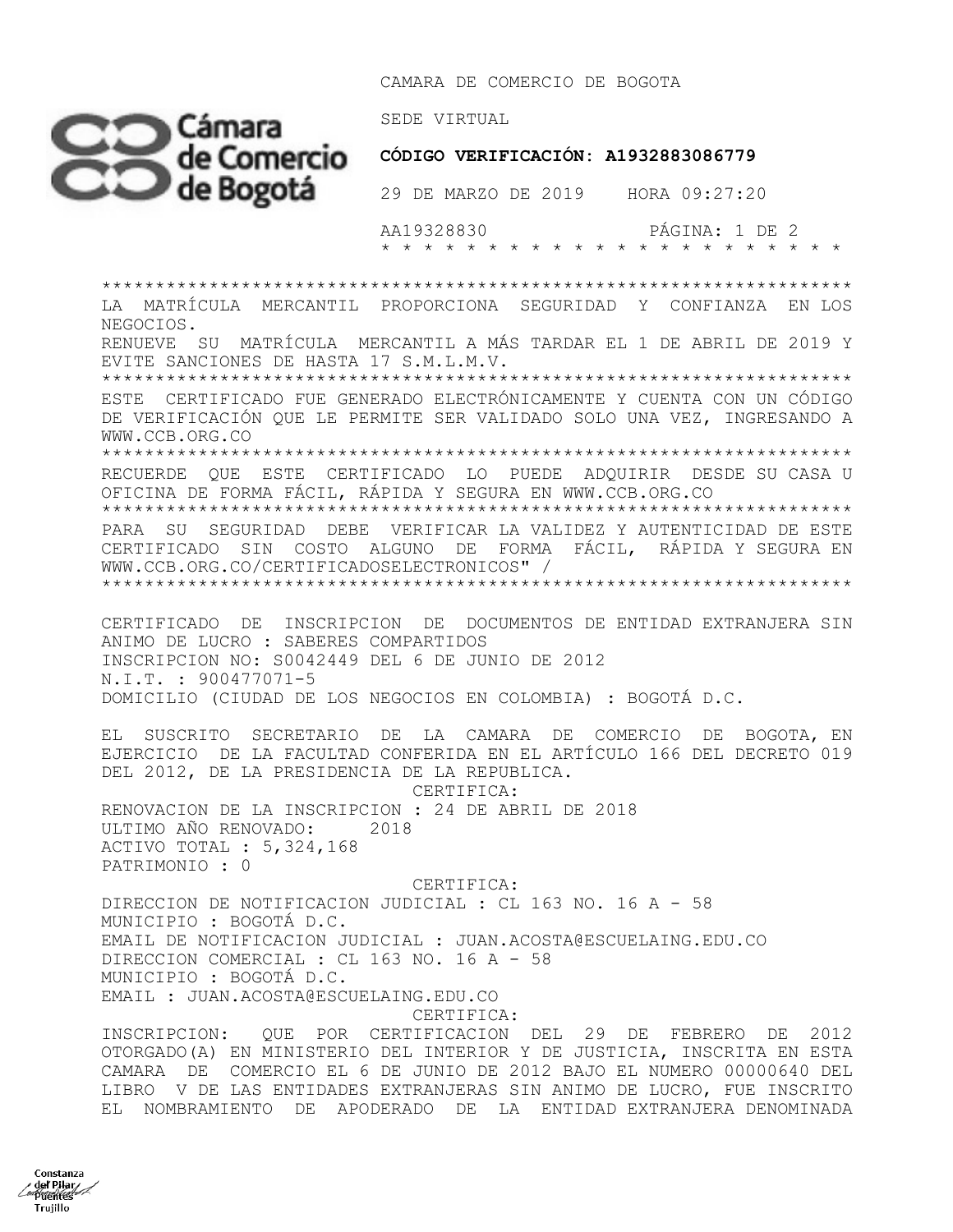CAMARA DE COMERCIO DE BOGOTA

SEDE VIRTUAL

**CÓDIGO VERIFICACIÓN: A1932883086779**

29 DE MARZO DE 2019 HORA 09:27:20

AA19328830

* * * * * * * * * * * * * * * * * * * * * * * *

*****************************************************************
LA MATRÍCULA MERCANTIL PROPORCIONA SEGURIDAD Y CONFIANZA EN LOS NEGOCIOS.
RENUEVE SU MATRÍCULA MERCANTIL A MÁS TARDAR EL 1 DE ABRIL DE 2019 Y EVITE SANCIONES DE HASTA 17 S.M.L.M.V.
*****************************************************************
ESTE CERTIFICADO FUE GENERADO ELECTRÓNICAMENTE Y CUENTA CON UN CÓDIGO DE VERIFICACIÓN QUE LE PERMITE SER VALIDADO SOLO UNA VEZ, INGRESANDO A WWW.CCB.ORG.CO
*****************************************************************
RECUERDE QUE ESTE CERTIFICADO LO PUEDE ADQUIRIR DESDE SU CASA U OFICINA DE FORMA FÁCIL, RÁPIDA Y SEGURA EN WWW.CCB.ORG.CO
*****************************************************************
PARA SU SEGURIDAD DEBE VERIFICAR LA VALIDEZ Y AUTENTICIDAD DE ESTE CERTIFICADO SIN COSTO ALGUNO DE FORMA FÁCIL, RÁPIDA Y SEGURA EN WWW.CCB.ORG.CO/CERTIFICADOSELECTRONICOS" /
*****************************************************************

CERTIFICADO DE INSCRIPCION DE DOCUMENTOS DE ENTIDAD EXTRANJERA SIN ANIMO DE LUCRO : SABERES COMPARTIDOS
INSCRIPCION NO: S0042449 DEL 6 DE JUNIO DE 2012
N.I.T. : 900477071-5
DOMICILIO (CIUDAD DE LOS NEGOCIOS EN COLOMBIA) : BOGOTÁ D.C.

EL SUSCRITO SECRETARIO DE LA CAMARA DE COMERCIO DE BOGOTA, EN EJERCICIO DE LA FACULTAD CONFERIDA EN EL ARTÍCULO 166 DEL DECRETO 019 DEL 2012, DE LA PRESIDENCIA DE LA REPUBLICA.

CERTIFICA:

RENOVACION DE LA INSCRIPCION : 24 DE ABRIL DE 2018
ULTIMO AÑO RENOVADO: 2018
ACTIVO TOTAL : 5,324,168
PATRIMONIO : 0

CERTIFICA:

DIRECCION DE NOTIFICACION JUDICIAL : CL 163 NO. 16 A - 58
MUNICIPIO : BOGOTÁ D.C.
EMAIL DE NOTIFICACION JUDICIAL : JUAN.ACOSTA@ESCUELAING.EDU.CO
DIRECCION COMERCIAL : CL 163 NO. 16 A - 58
MUNICIPIO : BOGOTÁ D.C.
EMAIL : JUAN.ACOSTA@ESCUELAING.EDU.CO

CERTIFICA:

INSCRIPCION: QUE POR CERTIFICACION DEL 29 DE FEBRERO DE 2012 OTORGADO(A) EN MINISTERIO DEL INTERIOR Y DE JUSTICIA, INSCRITA EN ESTA CAMARA DE COMERCIO EL 6 DE JUNIO DE 2012 BAJO EL NUMERO 00000640 DEL LIBRO V DE LAS ENTIDADES EXTRANJERAS SIN ANIMO DE LUCRO, FUE INSCRITO EL NOMBRAMIENTO DE APODERADO DE LA ENTIDAD EXTRANJERA DENOMINADA

Constanza del Pilar Puentes Trujillo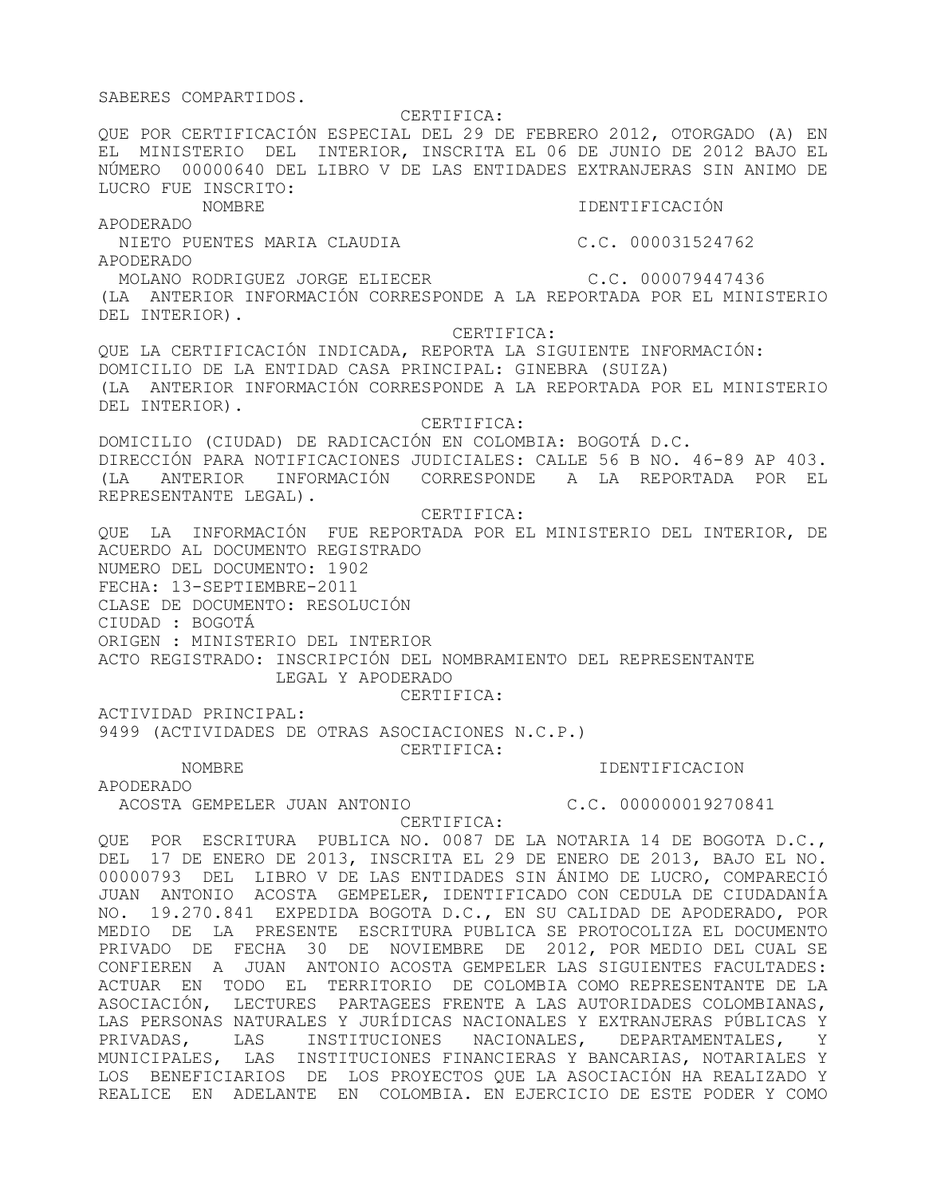SABERES COMPARTIDOS.

CERTIFICA:

QUE POR CERTIFICACIÓN ESPECIAL DEL 29 DE FEBRERO 2012, OTORGADO (A) EN EL MINISTERIO DEL INTERIOR, INSCRITA EL 06 DE JUNIO DE 2012 BAJO EL NÚMERO 00000640 DEL LIBRO V DE LAS ENTIDADES EXTRANJERAS SIN ANIMO DE LUCRO FUE INSCRITO:

| NOMBRE | IDENTIFICACIÓN |
|---|---|
| APODERADO | |
| NIETO PUENTES MARIA CLAUDIA | C.C. 000031524762 |
| APODERADO | |
| MOLANO RODRIGUEZ JORGE ELIECER | C.C. 000079447436 |

(LA ANTERIOR INFORMACIÓN CORRESPONDE A LA REPORTADA POR EL MINISTERIO DEL INTERIOR).

CERTIFICA:

QUE LA CERTIFICACIÓN INDICADA, REPORTA LA SIGUIENTE INFORMACIÓN:
DOMICILIO DE LA ENTIDAD CASA PRINCIPAL: GINEBRA (SUIZA)
(LA ANTERIOR INFORMACIÓN CORRESPONDE A LA REPORTADA POR EL MINISTERIO DEL INTERIOR).

CERTIFICA:

DOMICILIO (CIUDAD) DE RADICACIÓN EN COLOMBIA: BOGOTÁ D.C.
DIRECCIÓN PARA NOTIFICACIONES JUDICIALES: CALLE 56 B NO. 46-89 AP 403.
(LA ANTERIOR INFORMACIÓN CORRESPONDE A LA REPORTADA POR EL REPRESENTANTE LEGAL).

CERTIFICA:

QUE LA INFORMACIÓN FUE REPORTADA POR EL MINISTERIO DEL INTERIOR, DE ACUERDO AL DOCUMENTO REGISTRADO
NUMERO DEL DOCUMENTO: 1902
FECHA: 13-SEPTIEMBRE-2011
CLASE DE DOCUMENTO: RESOLUCIÓN
CIUDAD : BOGOTÁ
ORIGEN : MINISTERIO DEL INTERIOR
ACTO REGISTRADO: INSCRIPCIÓN DEL NOMBRAMIENTO DEL REPRESENTANTE LEGAL Y APODERADO

CERTIFICA:

ACTIVIDAD PRINCIPAL:
9499 (ACTIVIDADES DE OTRAS ASOCIACIONES N.C.P.)

CERTIFICA:

| NOMBRE | IDENTIFICACION |
|---|---|
| APODERADO | |
| ACOSTA GEMPELER JUAN ANTONIO | C.C. 000000019270841 |

CERTIFICA:

QUE POR ESCRITURA PUBLICA NO. 0087 DE LA NOTARIA 14 DE BOGOTA D.C., DEL 17 DE ENERO DE 2013, INSCRITA EL 29 DE ENERO DE 2013, BAJO EL NO. 00000793 DEL LIBRO V DE LAS ENTIDADES SIN ÁNIMO DE LUCRO, COMPARECIÓ JUAN ANTONIO ACOSTA GEMPELER, IDENTIFICADO CON CEDULA DE CIUDADANÍA NO. 19.270.841 EXPEDIDA BOGOTA D.C., EN SU CALIDAD DE APODERADO, POR MEDIO DE LA PRESENTE ESCRITURA PUBLICA SE PROTOCOLIZA EL DOCUMENTO PRIVADO DE FECHA 30 DE NOVIEMBRE DE 2012, POR MEDIO DEL CUAL SE CONFIEREN A JUAN ANTONIO ACOSTA GEMPELER LAS SIGUIENTES FACULTADES: ACTUAR EN TODO EL TERRITORIO DE COLOMBIA COMO REPRESENTANTE DE LA ASOCIACIÓN, LECTURES PARTAGEES FRENTE A LAS AUTORIDADES COLOMBIANAS, LAS PERSONAS NATURALES Y JURÍDICAS NACIONALES Y EXTRANJERAS PÚBLICAS Y PRIVADAS, LAS INSTITUCIONES NACIONALES, DEPARTAMENTALES, Y MUNICIPALES, LAS INSTITUCIONES FINANCIERAS Y BANCARIAS, NOTARIALES Y LOS BENEFICIARIOS DE LOS PROYECTOS QUE LA ASOCIACIÓN HA REALIZADO Y REALICE EN ADELANTE EN COLOMBIA. EN EJERCICIO DE ESTE PODER Y COMO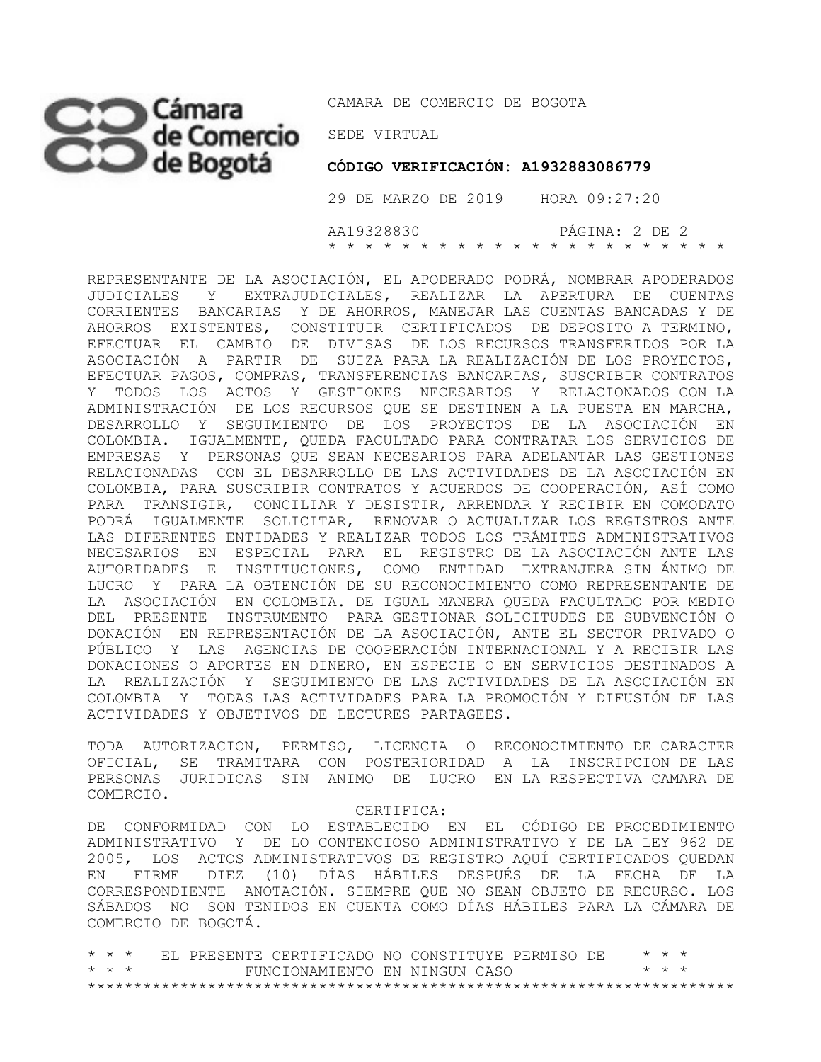REPRESENTANTE DE LA ASOCIACIÓN, EL APODERADO PODRÁ, NOMBRAR APODERADOS JUDICIALES Y EXTRAJUDICIALES, REALIZAR LA APERTURA DE CUENTAS CORRIENTES BANCARIAS Y DE AHORROS, MANEJAR LAS CUENTAS BANCADAS Y DE AHORROS EXISTENTES, CONSTITUIR CERTIFICADOS DE DEPOSITO A TERMINO, EFECTUAR EL CAMBIO DE DIVISAS DE LOS RECURSOS TRANSFERIDOS POR LA ASOCIACIÓN A PARTIR DE SUIZA PARA LA REALIZACIÓN DE LOS PROYECTOS, EFECTUAR PAGOS, COMPRAS, TRANSFERENCIAS BANCARIAS, SUSCRIBIR CONTRATOS Y TODOS LOS ACTOS Y GESTIONES NECESARIOS Y RELACIONADOS CON LA ADMINISTRACIÓN DE LOS RECURSOS QUE SE DESTINEN A LA PUESTA EN MARCHA, DESARROLLO Y SEGUIMIENTO DE LOS PROYECTOS DE LA ASOCIACIÓN EN COLOMBIA. IGUALMENTE, QUEDA FACULTADO PARA CONTRATAR LOS SERVICIOS DE EMPRESAS Y PERSONAS QUE SEAN NECESARIOS PARA ADELANTAR LAS GESTIONES RELACIONADAS CON EL DESARROLLO DE LAS ACTIVIDADES DE LA ASOCIACIÓN EN COLOMBIA, PARA SUSCRIBIR CONTRATOS Y ACUERDOS DE COOPERACIÓN, ASÍ COMO PARA TRANSIGIR, CONCILIAR Y DESISTIR, ARRENDAR Y RECIBIR EN COMODATO PODRÁ IGUALMENTE SOLICITAR, RENOVAR O ACTUALIZAR LOS REGISTROS ANTE LAS DIFERENTES ENTIDADES Y REALIZAR TODOS LOS TRÁMITES ADMINISTRATIVOS NECESARIOS EN ESPECIAL PARA EL REGISTRO DE LA ASOCIACIÓN ANTE LAS AUTORIDADES E INSTITUCIONES, COMO ENTIDAD EXTRANJERA SIN ÁNIMO DE LUCRO Y PARA LA OBTENCIÓN DE SU RECONOCIMIENTO COMO REPRESENTANTE DE LA ASOCIACIÓN EN COLOMBIA. DE IGUAL MANERA QUEDA FACULTADO POR MEDIO DEL PRESENTE INSTRUMENTO PARA GESTIONAR SOLICITUDES DE SUBVENCIÓN O DONACIÓN EN REPRESENTACIÓN DE LA ASOCIACIÓN, ANTE EL SECTOR PRIVADO O PÚBLICO Y LAS AGENCIAS DE COOPERACIÓN INTERNACIONAL Y A RECIBIR LAS DONACIONES O APORTES EN DINERO, EN ESPECIE O EN SERVICIOS DESTINADOS A LA REALIZACIÓN Y SEGUIMIENTO DE LAS ACTIVIDADES DE LA ASOCIACIÓN EN COLOMBIA Y TODAS LAS ACTIVIDADES PARA LA PROMOCIÓN Y DIFUSIÓN DE LAS ACTIVIDADES Y OBJETIVOS DE LECTURES PARTAGEES.

TODA AUTORIZACION, PERMISO, LICENCIA O RECONOCIMIENTO DE CARACTER OFICIAL, SE TRAMITARA CON POSTERIORIDAD A LA INSCRIPCION DE LAS PERSONAS JURIDICAS SIN ANIMO DE LUCRO EN LA RESPECTIVA CAMARA DE COMERCIO.

CERTIFICA:

DE CONFORMIDAD CON LO ESTABLECIDO EN EL CÓDIGO DE PROCEDIMIENTO ADMINISTRATIVO Y DE LO CONTENCIOSO ADMINISTRATIVO Y DE LA LEY 962 DE 2005, LOS ACTOS ADMINISTRATIVOS DE REGISTRO AQUÍ CERTIFICADOS QUEDAN EN FIRME DIEZ (10) DÍAS HÁBILES DESPUÉS DE LA FECHA DE LA CORRESPONDIENTE ANOTACIÓN. SIEMPRE QUE NO SEAN OBJETO DE RECURSO. LOS SÁBADOS NO SON TENIDOS EN CUENTA COMO DÍAS HÁBILES PARA LA CÁMARA DE COMERCIO DE BOGOTÁ.

\* \* \* EL PRESENTE CERTIFICADO NO CONSTITUYE PERMISO DE \* \* \*
\* \* \* FUNCIONAMIENTO EN NINGUN CASO \* \* \*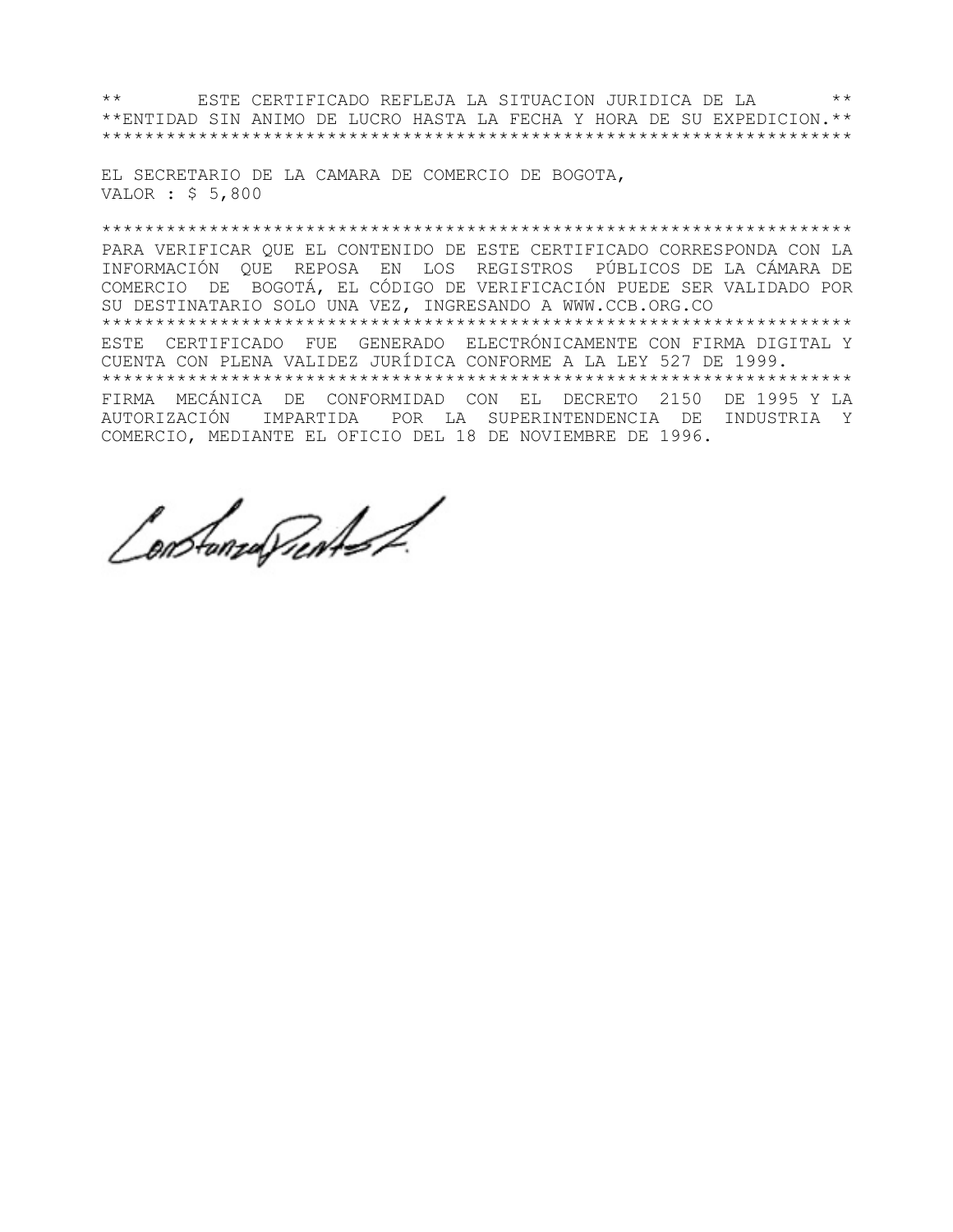** ESTE CERTIFICADO REFLEJA LA SITUACION JURIDICA DE LA **
**ENTIDAD SIN ANIMO DE LUCRO HASTA LA FECHA Y HORA DE SU EXPEDICION.**
*******************************************************************

EL SECRETARIO DE LA CAMARA DE COMERCIO DE BOGOTA,
VALOR : $ 5,800

*******************************************************************
PARA VERIFICAR QUE EL CONTENIDO DE ESTE CERTIFICADO CORRESPONDA CON LA INFORMACIÓN QUE REPOSA EN LOS REGISTROS PÚBLICOS DE LA CÁMARA DE COMERCIO DE BOGOTÁ, EL CÓDIGO DE VERIFICACIÓN PUEDE SER VALIDADO POR SU DESTINATARIO SOLO UNA VEZ, INGRESANDO A WWW.CCB.ORG.CO
*******************************************************************
ESTE CERTIFICADO FUE GENERADO ELECTRÓNICAMENTE CON FIRMA DIGITAL Y CUENTA CON PLENA VALIDEZ JURÍDICA CONFORME A LA LEY 527 DE 1999.
*******************************************************************
FIRMA MECÁNICA DE CONFORMIDAD CON EL DECRETO 2150 DE 1995 Y LA AUTORIZACIÓN IMPARTIDA POR LA SUPERINTENDENCIA DE INDUSTRIA Y COMERCIO, MEDIANTE EL OFICIO DEL 18 DE NOVIEMBRE DE 1996.